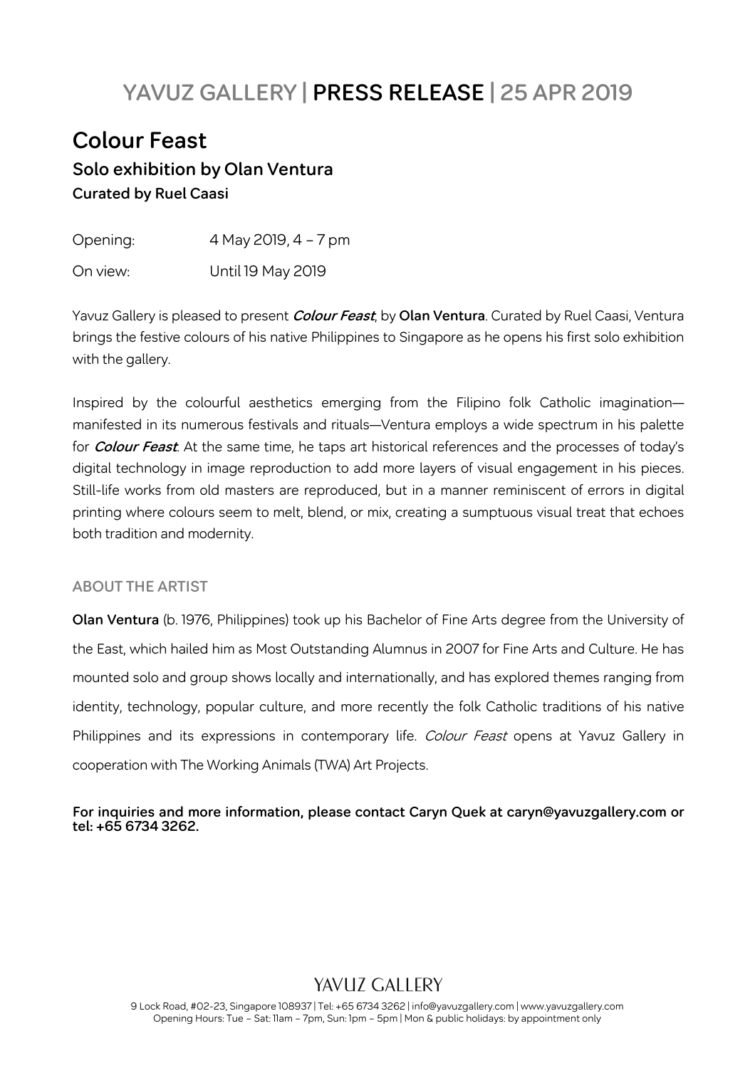# YAVUZ GALLERY | PRESS RELEASE | 25 APR 2019

## Colour Feast

### Solo exhibition by Olan Ventura

**Curated by Ruel Caasi**

Opening: 4 May 2019, 4 – 7 pm

On view: Until 19 May 2019

Yavuz Gallery is pleased to present ***Colour Feast***, by **Olan Ventura**. Curated by Ruel Caasi, Ventura brings the festive colours of his native Philippines to Singapore as he opens his first solo exhibition with the gallery.

Inspired by the colourful aesthetics emerging from the Filipino folk Catholic imagination—manifested in its numerous festivals and rituals—Ventura employs a wide spectrum in his palette for ***Colour Feast***. At the same time, he taps art historical references and the processes of today's digital technology in image reproduction to add more layers of visual engagement in his pieces. Still-life works from old masters are reproduced, but in a manner reminiscent of errors in digital printing where colours seem to melt, blend, or mix, creating a sumptuous visual treat that echoes both tradition and modernity.

### ABOUT THE ARTIST

**Olan Ventura** (b. 1976, Philippines) took up his Bachelor of Fine Arts degree from the University of the East, which hailed him as Most Outstanding Alumnus in 2007 for Fine Arts and Culture. He has mounted solo and group shows locally and internationally, and has explored themes ranging from identity, technology, popular culture, and more recently the folk Catholic traditions of his native Philippines and its expressions in contemporary life. *Colour Feast* opens at Yavuz Gallery in cooperation with The Working Animals (TWA) Art Projects.

**For inquiries and more information, please contact Caryn Quek at caryn@yavuzgallery.com or tel: +65 6734 3262.**

YAVUZ GALLERY

9 Lock Road, #02-23, Singapore 108937 | Tel: +65 6734 3262 | info@yavuzgallery.com | www.yavuzgallery.com
Opening Hours: Tue – Sat: 11am – 7pm, Sun: 1pm – 5pm | Mon & public holidays: by appointment only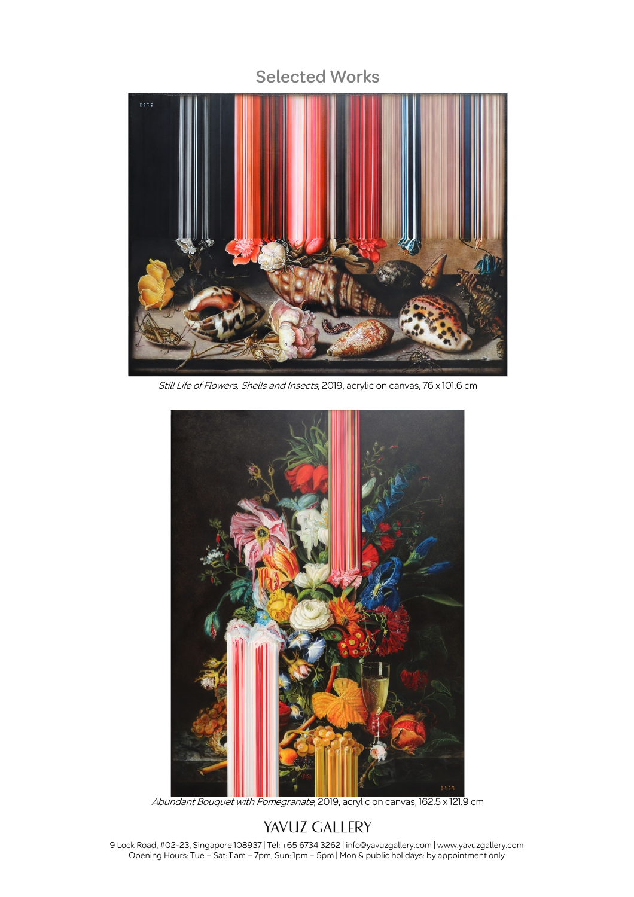## Selected Works

*Still Life of Flowers, Shells and Insects*, 2019, acrylic on canvas, 76 x 101.6 cm

*Abundant Bouquet with Pomegranate*, 2019, acrylic on canvas, 162.5 x 121.9 cm

YAVUZ GALLERY

9 Lock Road, #02-23, Singapore 108937 | Tel: +65 6734 3262 | info@yavuzgallery.com | www.yavuzgallery.com
Opening Hours: Tue – Sat: 11am – 7pm, Sun: 1pm – 5pm | Mon & public holidays: by appointment only